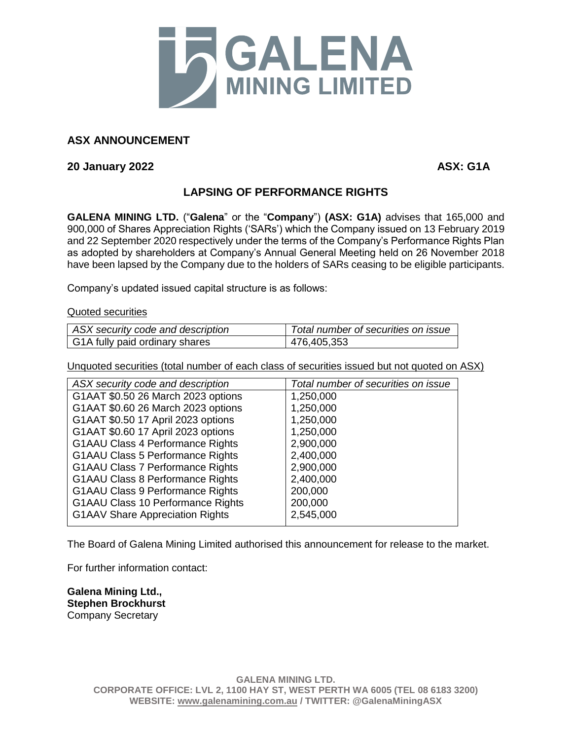# GALENA MINING LIMITED

**ASX ANNOUNCEMENT**

**20 January 2022** **ASX: G1A**

## LAPSING OF PERFORMANCE RIGHTS

**GALENA MINING LTD.** ("**Galena**" or the "**Company**") **(ASX: G1A)** advises that 165,000 and 900,000 of Shares Appreciation Rights ('SARs') which the Company issued on 13 February 2019 and 22 September 2020 respectively under the terms of the Company's Performance Rights Plan as adopted by shareholders at Company's Annual General Meeting held on 26 November 2018 have been lapsed by the Company due to the holders of SARs ceasing to be eligible participants.

Company's updated issued capital structure is as follows:

Quoted securities

| *ASX security code and description* | *Total number of securities on issue* |
|---|---|
| G1A fully paid ordinary shares | 476,405,353 |

Unquoted securities (total number of each class of securities issued but not quoted on ASX)

| *ASX security code and description* | *Total number of securities on issue* |
|---|---|
| G1AAT $0.50 26 March 2023 options | 1,250,000 |
| G1AAT $0.60 26 March 2023 options | 1,250,000 |
| G1AAT $0.50 17 April 2023 options | 1,250,000 |
| G1AAT $0.60 17 April 2023 options | 1,250,000 |
| G1AAU Class 4 Performance Rights | 2,900,000 |
| G1AAU Class 5 Performance Rights | 2,400,000 |
| G1AAU Class 7 Performance Rights | 2,900,000 |
| G1AAU Class 8 Performance Rights | 2,400,000 |
| G1AAU Class 9 Performance Rights | 200,000 |
| G1AAU Class 10 Performance Rights | 200,000 |
| G1AAV Share Appreciation Rights | 2,545,000 |

The Board of Galena Mining Limited authorised this announcement for release to the market.

For further information contact:

**Galena Mining Ltd.,**
**Stephen Brockhurst**
Company Secretary

**GALENA MINING LTD.**
**CORPORATE OFFICE: LVL 2, 1100 HAY ST, WEST PERTH WA 6005 (TEL 08 6183 3200)**
**WEBSITE: www.galenamining.com.au / TWITTER: @GalenaMiningASX**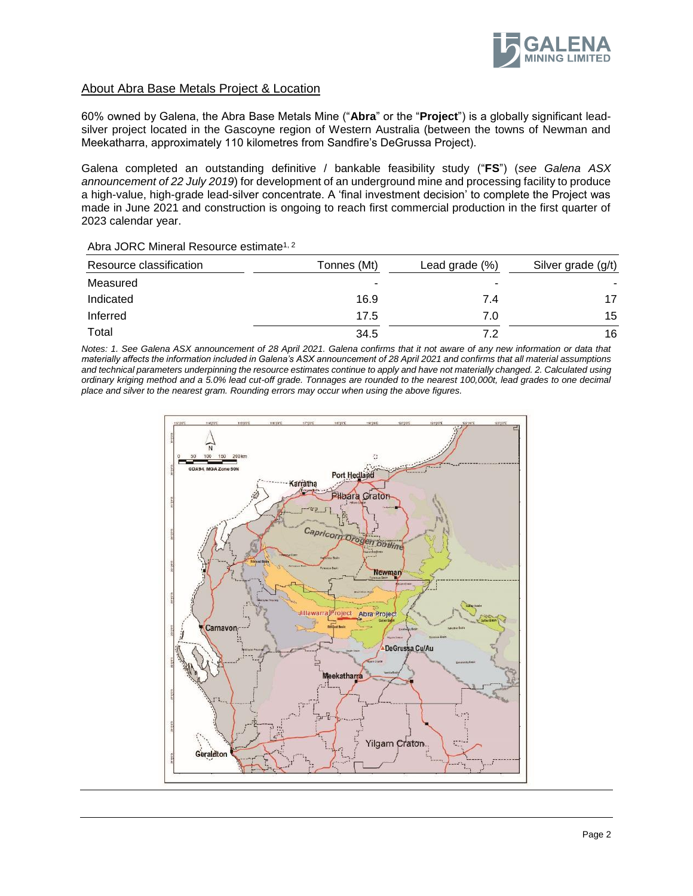## About Abra Base Metals Project & Location

60% owned by Galena, the Abra Base Metals Mine ("**Abra**" or the "**Project**") is a globally significant lead-silver project located in the Gascoyne region of Western Australia (between the towns of Newman and Meekatharra, approximately 110 kilometres from Sandfire's DeGrussa Project).

Galena completed an outstanding definitive / bankable feasibility study ("**FS**") (*see Galena ASX announcement of 22 July 2019*) for development of an underground mine and processing facility to produce a high-value, high-grade lead-silver concentrate. A 'final investment decision' to complete the Project was made in June 2021 and construction is ongoing to reach first commercial production in the first quarter of 2023 calendar year.

Abra JORC Mineral Resource estimate[1, 2]

| Resource classification | Tonnes (Mt) | Lead grade (%) | Silver grade (g/t) |
| --- | --- | --- | --- |
| Measured | - | - | - |
| Indicated | 16.9 | 7.4 | 17 |
| Inferred | 17.5 | 7.0 | 15 |
| Total | 34.5 | 7.2 | 16 |

*Notes: 1. See Galena ASX announcement of 28 April 2021. Galena confirms that it not aware of any new information or data that materially affects the information included in Galena's ASX announcement of 28 April 2021 and confirms that all material assumptions and technical parameters underpinning the resource estimates continue to apply and have not materially changed. 2. Calculated using ordinary kriging method and a 5.0% lead cut-off grade. Tonnages are rounded to the nearest 100,000t, lead grades to one decimal place and silver to the nearest gram. Rounding errors may occur when using the above figures.*

N
0 50 100 150 200 km
GDA94, MGA Zone 50N
Port Hedland
Karratha
Pilbara Craton
Capricorn Orogen outline
Newman
Jillawarra Project
Abra Project
Carnavon
DeGrussa Cu/Au
Meekatharra
Yilgarn Craton
Geraldton